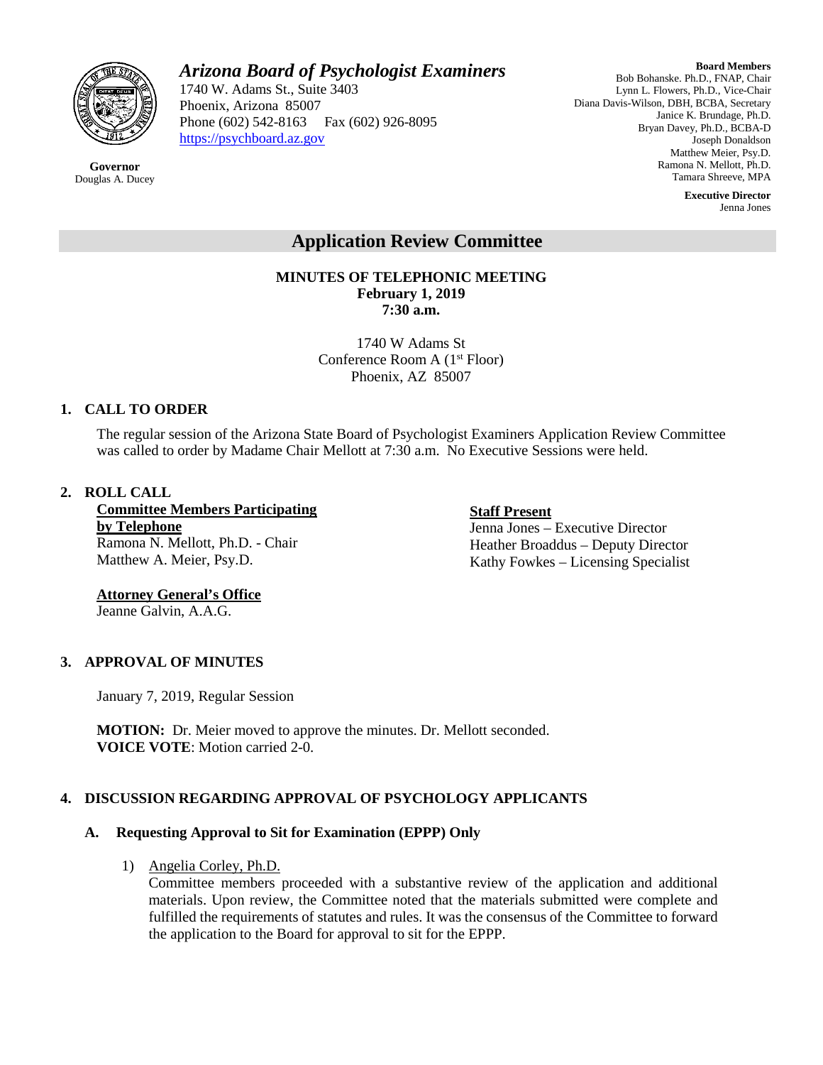# *Arizona Board of Psychologist Examiners*

1740 W. Adams St., Suite 3403
Phoenix, Arizona 85007
Phone (602) 542-8163  Fax (602) 926-8095
https://psychboard.az.gov

**Governor**
Douglas A. Ducey

**Board Members**
Bob Bohanske. Ph.D., FNAP, Chair
Lynn L. Flowers, Ph.D., Vice-Chair
Diana Davis-Wilson, DBH, BCBA, Secretary
Janice K. Brundage, Ph.D.
Bryan Davey, Ph.D., BCBA-D
Joseph Donaldson
Matthew Meier, Psy.D.
Ramona N. Mellott, Ph.D.
Tamara Shreeve, MPA

**Executive Director**
Jenna Jones

## Application Review Committee

**MINUTES OF TELEPHONIC MEETING**
**February 1, 2019**
**7:30 a.m.**

1740 W Adams St
Conference Room A (1st Floor)
Phoenix, AZ 85007

### 1. CALL TO ORDER

The regular session of the Arizona State Board of Psychologist Examiners Application Review Committee was called to order by Madame Chair Mellott at 7:30 a.m. No Executive Sessions were held.

### 2. ROLL CALL

**Committee Members Participating by Telephone**
Ramona N. Mellott, Ph.D. - Chair
Matthew A. Meier, Psy.D.

**Staff Present**
Jenna Jones – Executive Director
Heather Broaddus – Deputy Director
Kathy Fowkes – Licensing Specialist

**Attorney General's Office**
Jeanne Galvin, A.A.G.

### 3. APPROVAL OF MINUTES

January 7, 2019, Regular Session

**MOTION:** Dr. Meier moved to approve the minutes. Dr. Mellott seconded.
**VOICE VOTE**: Motion carried 2-0.

### 4. DISCUSSION REGARDING APPROVAL OF PSYCHOLOGY APPLICANTS

#### A. Requesting Approval to Sit for Examination (EPPP) Only

1) Angelia Corley, Ph.D.
Committee members proceeded with a substantive review of the application and additional materials. Upon review, the Committee noted that the materials submitted were complete and fulfilled the requirements of statutes and rules. It was the consensus of the Committee to forward the application to the Board for approval to sit for the EPPP.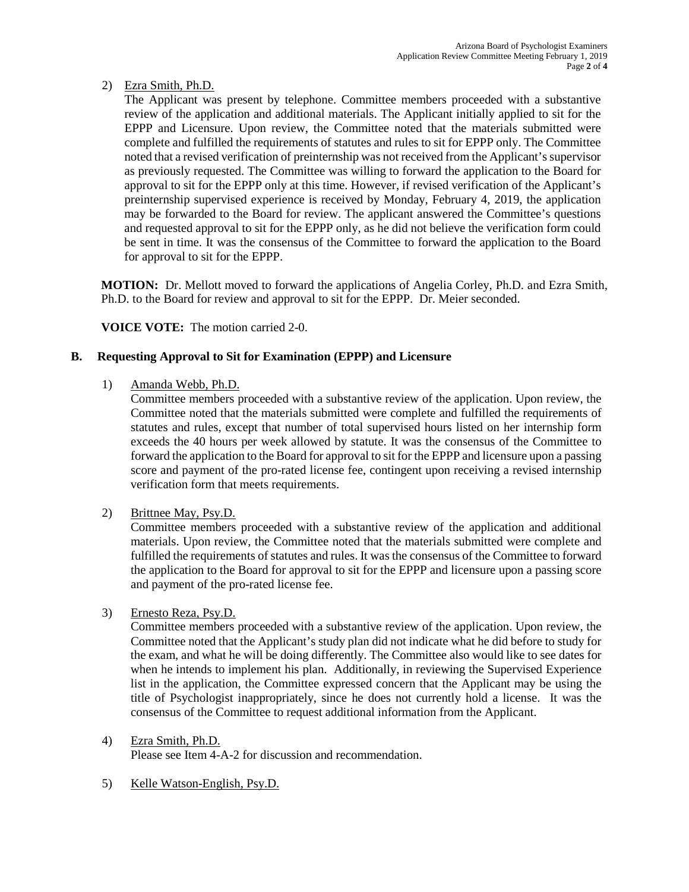2) Ezra Smith, Ph.D.

   The Applicant was present by telephone. Committee members proceeded with a substantive review of the application and additional materials. The Applicant initially applied to sit for the EPPP and Licensure. Upon review, the Committee noted that the materials submitted were complete and fulfilled the requirements of statutes and rules to sit for EPPP only. The Committee noted that a revised verification of preinternship was not received from the Applicant's supervisor as previously requested. The Committee was willing to forward the application to the Board for approval to sit for the EPPP only at this time. However, if revised verification of the Applicant's preinternship supervised experience is received by Monday, February 4, 2019, the application may be forwarded to the Board for review. The applicant answered the Committee's questions and requested approval to sit for the EPPP only, as he did not believe the verification form could be sent in time. It was the consensus of the Committee to forward the application to the Board for approval to sit for the EPPP.

**MOTION:** Dr. Mellott moved to forward the applications of Angelia Corley, Ph.D. and Ezra Smith, Ph.D. to the Board for review and approval to sit for the EPPP. Dr. Meier seconded.

**VOICE VOTE:** The motion carried 2-0.

## B. Requesting Approval to Sit for Examination (EPPP) and Licensure

1) Amanda Webb, Ph.D.

   Committee members proceeded with a substantive review of the application. Upon review, the Committee noted that the materials submitted were complete and fulfilled the requirements of statutes and rules, except that number of total supervised hours listed on her internship form exceeds the 40 hours per week allowed by statute. It was the consensus of the Committee to forward the application to the Board for approval to sit for the EPPP and licensure upon a passing score and payment of the pro-rated license fee, contingent upon receiving a revised internship verification form that meets requirements.

2) Brittnee May, Psy.D.

   Committee members proceeded with a substantive review of the application and additional materials. Upon review, the Committee noted that the materials submitted were complete and fulfilled the requirements of statutes and rules. It was the consensus of the Committee to forward the application to the Board for approval to sit for the EPPP and licensure upon a passing score and payment of the pro-rated license fee.

3) Ernesto Reza, Psy.D.

   Committee members proceeded with a substantive review of the application. Upon review, the Committee noted that the Applicant's study plan did not indicate what he did before to study for the exam, and what he will be doing differently. The Committee also would like to see dates for when he intends to implement his plan. Additionally, in reviewing the Supervised Experience list in the application, the Committee expressed concern that the Applicant may be using the title of Psychologist inappropriately, since he does not currently hold a license. It was the consensus of the Committee to request additional information from the Applicant.

4) Ezra Smith, Ph.D.

   Please see Item 4-A-2 for discussion and recommendation.

5) Kelle Watson-English, Psy.D.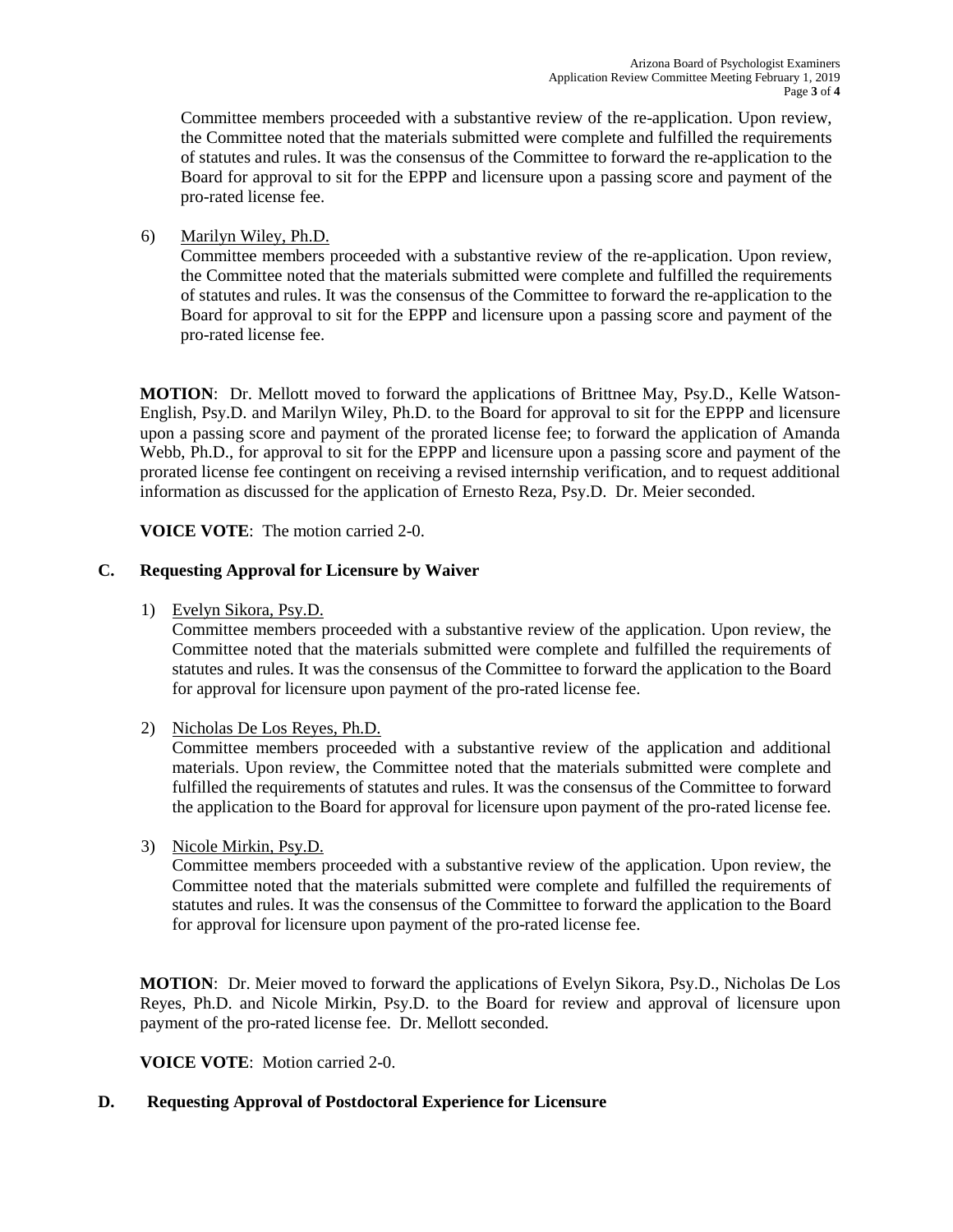Committee members proceeded with a substantive review of the re-application. Upon review, the Committee noted that the materials submitted were complete and fulfilled the requirements of statutes and rules. It was the consensus of the Committee to forward the re-application to the Board for approval to sit for the EPPP and licensure upon a passing score and payment of the pro-rated license fee.

6) Marilyn Wiley, Ph.D.
   Committee members proceeded with a substantive review of the re-application. Upon review, the Committee noted that the materials submitted were complete and fulfilled the requirements of statutes and rules. It was the consensus of the Committee to forward the re-application to the Board for approval to sit for the EPPP and licensure upon a passing score and payment of the pro-rated license fee.

**MOTION**: Dr. Mellott moved to forward the applications of Brittnee May, Psy.D., Kelle Watson-English, Psy.D. and Marilyn Wiley, Ph.D. to the Board for approval to sit for the EPPP and licensure upon a passing score and payment of the prorated license fee; to forward the application of Amanda Webb, Ph.D., for approval to sit for the EPPP and licensure upon a passing score and payment of the prorated license fee contingent on receiving a revised internship verification, and to request additional information as discussed for the application of Ernesto Reza, Psy.D. Dr. Meier seconded.

**VOICE VOTE**: The motion carried 2-0.

## C. Requesting Approval for Licensure by Waiver

1) Evelyn Sikora, Psy.D.
   Committee members proceeded with a substantive review of the application. Upon review, the Committee noted that the materials submitted were complete and fulfilled the requirements of statutes and rules. It was the consensus of the Committee to forward the application to the Board for approval for licensure upon payment of the pro-rated license fee.

2) Nicholas De Los Reyes, Ph.D.
   Committee members proceeded with a substantive review of the application and additional materials. Upon review, the Committee noted that the materials submitted were complete and fulfilled the requirements of statutes and rules. It was the consensus of the Committee to forward the application to the Board for approval for licensure upon payment of the pro-rated license fee.

3) Nicole Mirkin, Psy.D.
   Committee members proceeded with a substantive review of the application. Upon review, the Committee noted that the materials submitted were complete and fulfilled the requirements of statutes and rules. It was the consensus of the Committee to forward the application to the Board for approval for licensure upon payment of the pro-rated license fee.

**MOTION**: Dr. Meier moved to forward the applications of Evelyn Sikora, Psy.D., Nicholas De Los Reyes, Ph.D. and Nicole Mirkin, Psy.D. to the Board for review and approval of licensure upon payment of the pro-rated license fee. Dr. Mellott seconded.

**VOICE VOTE**: Motion carried 2-0.

## D. Requesting Approval of Postdoctoral Experience for Licensure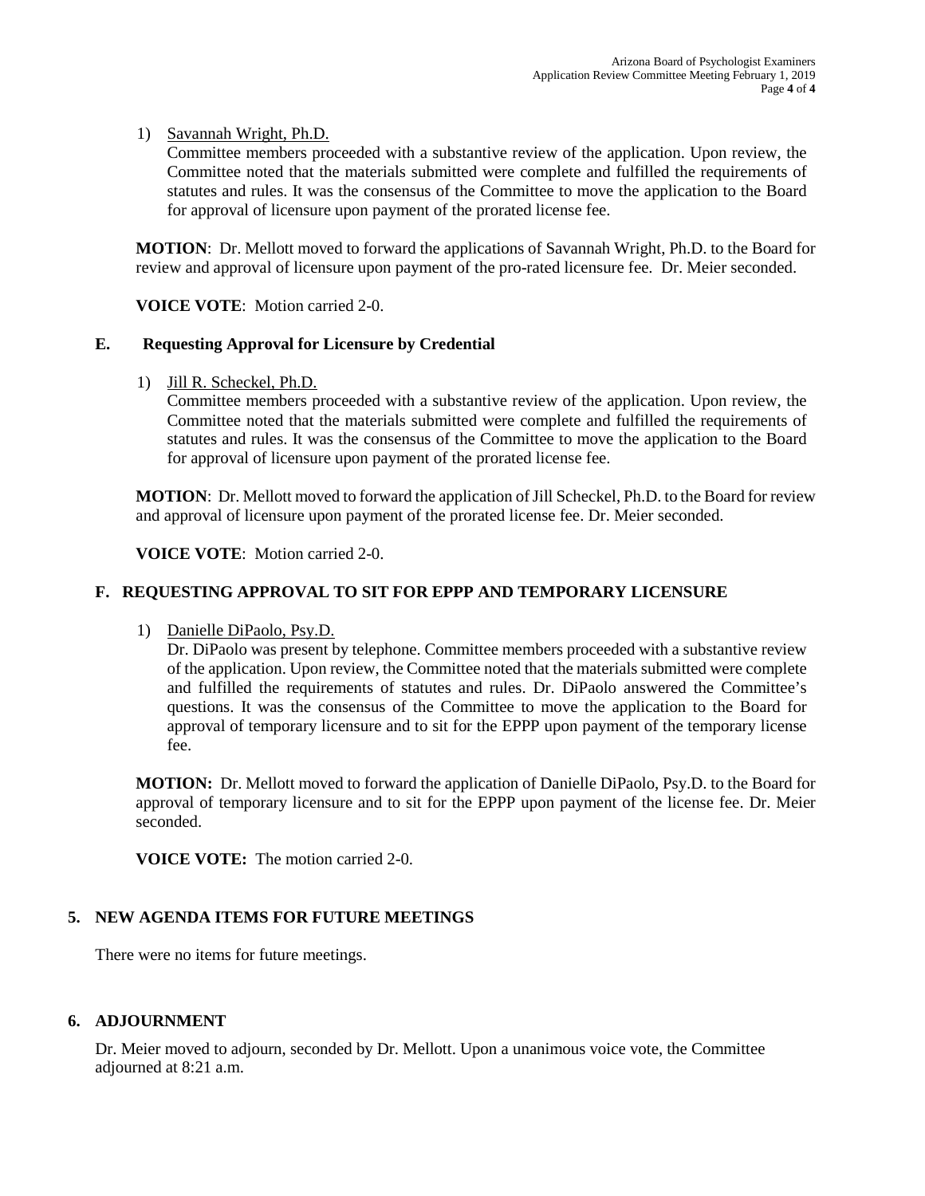1) Savannah Wright, Ph.D.
   Committee members proceeded with a substantive review of the application. Upon review, the Committee noted that the materials submitted were complete and fulfilled the requirements of statutes and rules. It was the consensus of the Committee to move the application to the Board for approval of licensure upon payment of the prorated license fee.

**MOTION**: Dr. Mellott moved to forward the applications of Savannah Wright, Ph.D. to the Board for review and approval of licensure upon payment of the pro-rated licensure fee. Dr. Meier seconded.

**VOICE VOTE**: Motion carried 2-0.

### E. Requesting Approval for Licensure by Credential

1) Jill R. Scheckel, Ph.D.
   Committee members proceeded with a substantive review of the application. Upon review, the Committee noted that the materials submitted were complete and fulfilled the requirements of statutes and rules. It was the consensus of the Committee to move the application to the Board for approval of licensure upon payment of the prorated license fee.

**MOTION**: Dr. Mellott moved to forward the application of Jill Scheckel, Ph.D. to the Board for review and approval of licensure upon payment of the prorated license fee. Dr. Meier seconded.

**VOICE VOTE**: Motion carried 2-0.

### F. REQUESTING APPROVAL TO SIT FOR EPPP AND TEMPORARY LICENSURE

1) Danielle DiPaolo, Psy.D.
   Dr. DiPaolo was present by telephone. Committee members proceeded with a substantive review of the application. Upon review, the Committee noted that the materials submitted were complete and fulfilled the requirements of statutes and rules. Dr. DiPaolo answered the Committee's questions. It was the consensus of the Committee to move the application to the Board for approval of temporary licensure and to sit for the EPPP upon payment of the temporary license fee.

**MOTION:** Dr. Mellott moved to forward the application of Danielle DiPaolo, Psy.D. to the Board for approval of temporary licensure and to sit for the EPPP upon payment of the license fee. Dr. Meier seconded.

**VOICE VOTE:** The motion carried 2-0.

## 5. NEW AGENDA ITEMS FOR FUTURE MEETINGS

There were no items for future meetings.

## 6. ADJOURNMENT

Dr. Meier moved to adjourn, seconded by Dr. Mellott. Upon a unanimous voice vote, the Committee adjourned at 8:21 a.m.